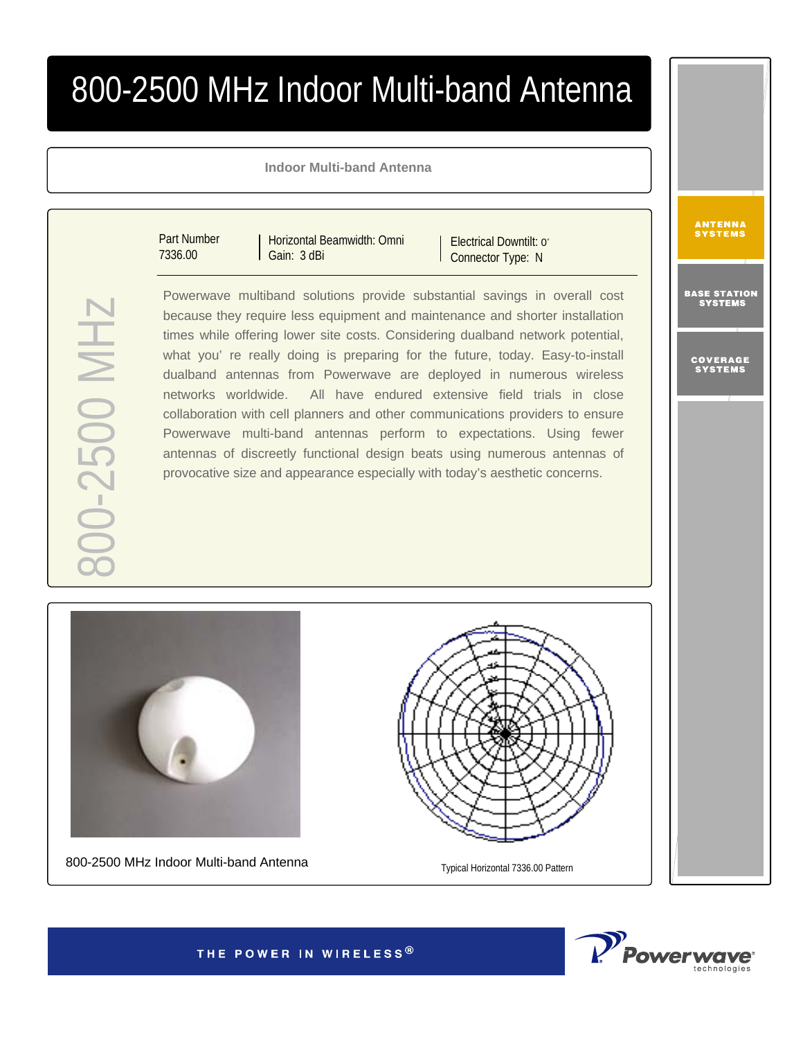# 800-2500 MHz Indoor Multi-band Antenna

**Indoor Multi-band Antenna**

800-2500 MHz

| Part Number 7336.00 | Horizontal Beamwidth: Omni Gain: 3 dBi | Electrical Downtilt: 0° Connector Type: N |
|---|---|---|

Powerwave multiband solutions provide substantial savings in overall cost because they require less equipment and maintenance and shorter installation times while offering lower site costs. Considering dualband network potential, what you' re really doing is preparing for the future, today. Easy-to-install dualband antennas from Powerwave are deployed in numerous wireless networks worldwide. All have endured extensive field trials in close collaboration with cell planners and other communications providers to ensure Powerwave multi-band antennas perform to expectations. Using fewer antennas of discreetly functional design beats using numerous antennas of provocative size and appearance especially with today's aesthetic concerns.

800-2500 MHz Indoor Multi-band Antenna

Typical Horizontal 7336.00 Pattern

ANTENNA SYSTEMS

BASE STATION SYSTEMS

COVERAGE SYSTEMS

THE POWER IN WIRELESS®

Powerwave® technologies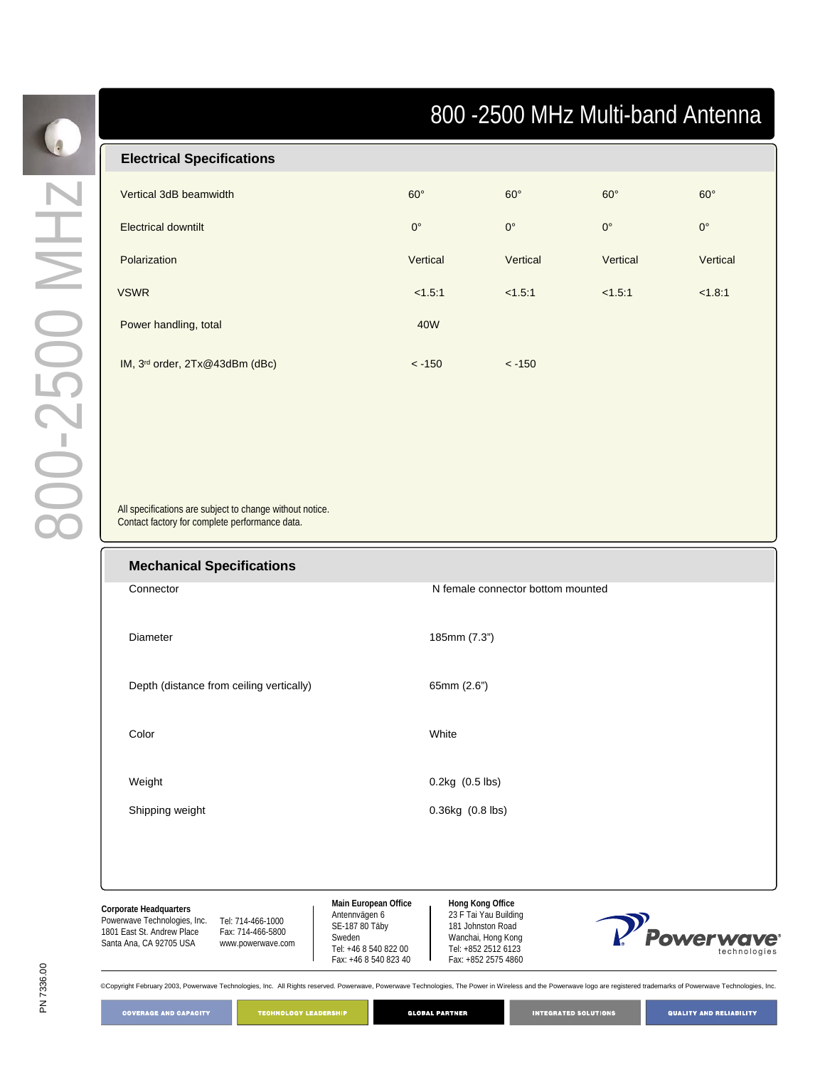# 800 -2500 MHz Multi-band Antenna

## Electrical Specifications

| | | | | |
|---|---|---|---|---|
| Vertical 3dB beamwidth | 60° | 60° | 60° | 60° |
| Electrical downtilt | 0° | 0° | 0° | 0° |
| Polarization | Vertical | Vertical | Vertical | Vertical |
| VSWR | <1.5:1 | <1.5:1 | <1.5:1 | <1.8:1 |
| Power handling, total | 40W | | | |
| IM, 3rd order, 2Tx@43dBm (dBc) | < -150 | < -150 | | |

All specifications are subject to change without notice.
Contact factory for complete performance data.

## Mechanical Specifications

| | |
|---|---|
| Connector | N female connector bottom mounted |
| Diameter | 185mm (7.3") |
| Depth (distance from ceiling vertically) | 65mm (2.6") |
| Color | White |
| Weight | 0.2kg (0.5 lbs) |
| Shipping weight | 0.36kg (0.8 lbs) |

**Corporate Headquarters**
Powerwave Technologies, Inc.
1801 East St. Andrew Place
Santa Ana, CA 92705 USA
Tel: 714-466-1000
Fax: 714-466-5800
www.powerwave.com

**Main European Office**
Antennvägen 6
SE-187 80 Täby
Sweden
Tel: +46 8 540 822 00
Fax: +46 8 540 823 40

**Hong Kong Office**
23 F Tai Yau Building
181 Johnston Road
Wanchai, Hong Kong
Tel: +852 2512 6123
Fax: +852 2575 4860

Powerwave® technologies

©Copyright February 2003, Powerwave Technologies, Inc. All Rights reserved. Powerwave, Powerwave Technologies, The Power in Wireless and the Powerwave logo are registered trademarks of Powerwave Technologies, Inc.

COVERAGE AND CAPACITY | TECHNOLOGY LEADERSHIP | GLOBAL PARTNER | INTEGRATED SOLUTIONS | QUALITY AND RELIABILITY

PN 7336.00